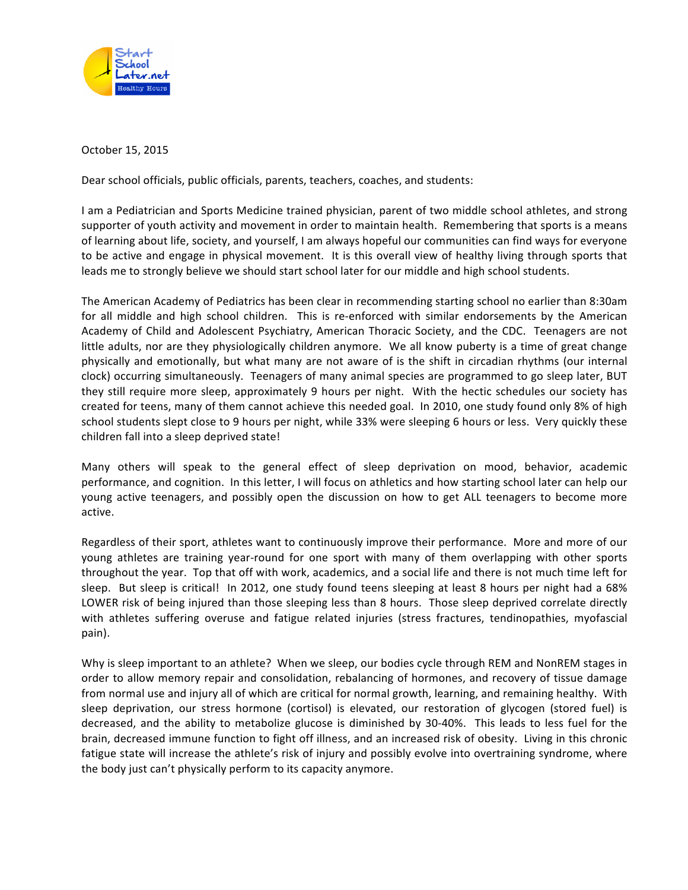October 15, 2015

Dear school officials, public officials, parents, teachers, coaches, and students:

I am a Pediatrician and Sports Medicine trained physician, parent of two middle school athletes, and strong supporter of youth activity and movement in order to maintain health. Remembering that sports is a means of learning about life, society, and yourself, I am always hopeful our communities can find ways for everyone to be active and engage in physical movement. It is this overall view of healthy living through sports that leads me to strongly believe we should start school later for our middle and high school students.

The American Academy of Pediatrics has been clear in recommending starting school no earlier than 8:30am for all middle and high school children. This is re-enforced with similar endorsements by the American Academy of Child and Adolescent Psychiatry, American Thoracic Society, and the CDC. Teenagers are not little adults, nor are they physiologically children anymore. We all know puberty is a time of great change physically and emotionally, but what many are not aware of is the shift in circadian rhythms (our internal clock) occurring simultaneously. Teenagers of many animal species are programmed to go sleep later, BUT they still require more sleep, approximately 9 hours per night. With the hectic schedules our society has created for teens, many of them cannot achieve this needed goal. In 2010, one study found only 8% of high school students slept close to 9 hours per night, while 33% were sleeping 6 hours or less. Very quickly these children fall into a sleep deprived state!

Many others will speak to the general effect of sleep deprivation on mood, behavior, academic performance, and cognition. In this letter, I will focus on athletics and how starting school later can help our young active teenagers, and possibly open the discussion on how to get ALL teenagers to become more active.

Regardless of their sport, athletes want to continuously improve their performance. More and more of our young athletes are training year-round for one sport with many of them overlapping with other sports throughout the year. Top that off with work, academics, and a social life and there is not much time left for sleep. But sleep is critical! In 2012, one study found teens sleeping at least 8 hours per night had a 68% LOWER risk of being injured than those sleeping less than 8 hours. Those sleep deprived correlate directly with athletes suffering overuse and fatigue related injuries (stress fractures, tendinopathies, myofascial pain).

Why is sleep important to an athlete? When we sleep, our bodies cycle through REM and NonREM stages in order to allow memory repair and consolidation, rebalancing of hormones, and recovery of tissue damage from normal use and injury all of which are critical for normal growth, learning, and remaining healthy. With sleep deprivation, our stress hormone (cortisol) is elevated, our restoration of glycogen (stored fuel) is decreased, and the ability to metabolize glucose is diminished by 30-40%. This leads to less fuel for the brain, decreased immune function to fight off illness, and an increased risk of obesity. Living in this chronic fatigue state will increase the athlete's risk of injury and possibly evolve into overtraining syndrome, where the body just can't physically perform to its capacity anymore.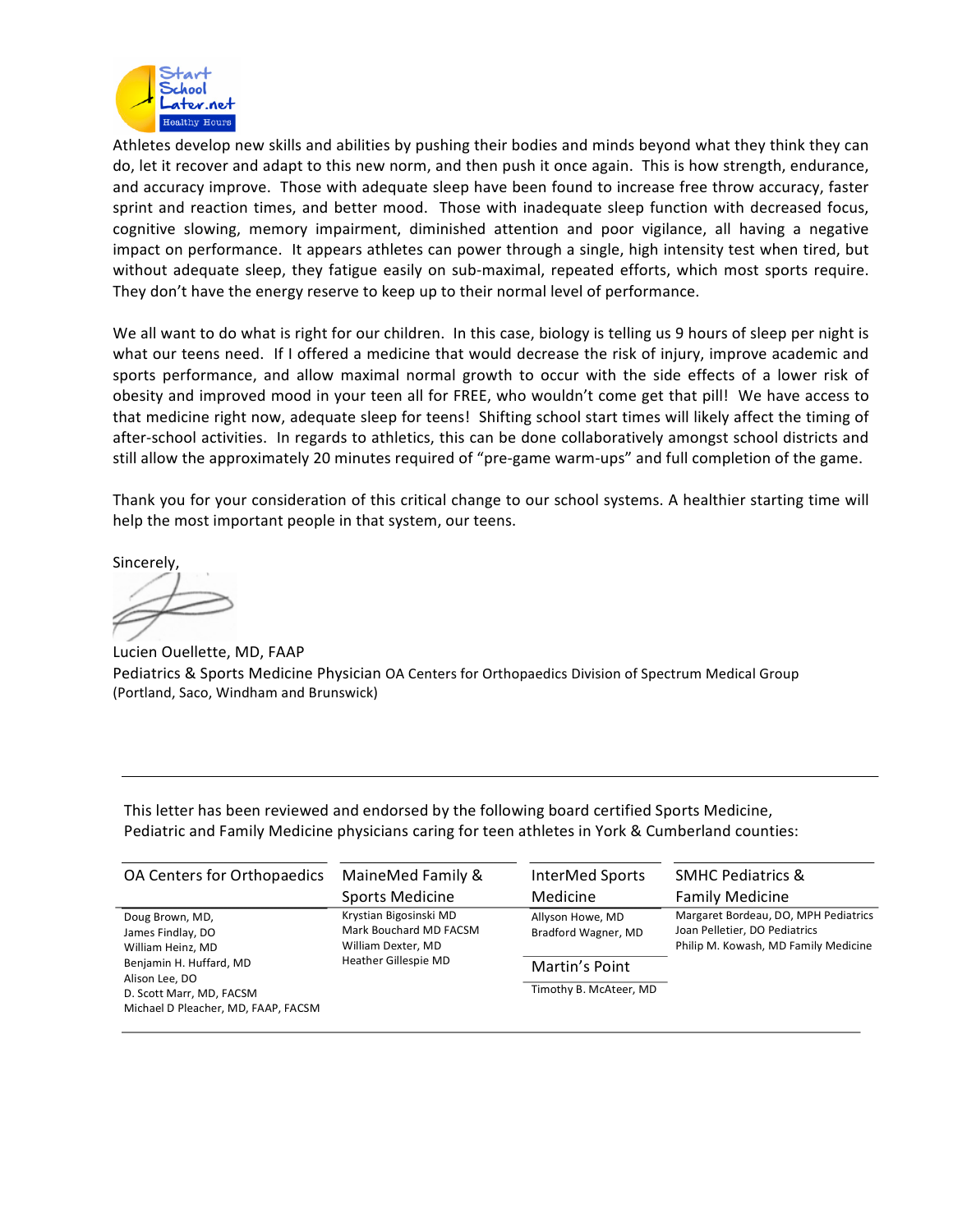Athletes develop new skills and abilities by pushing their bodies and minds beyond what they think they can do, let it recover and adapt to this new norm, and then push it once again. This is how strength, endurance, and accuracy improve. Those with adequate sleep have been found to increase free throw accuracy, faster sprint and reaction times, and better mood. Those with inadequate sleep function with decreased focus, cognitive slowing, memory impairment, diminished attention and poor vigilance, all having a negative impact on performance. It appears athletes can power through a single, high intensity test when tired, but without adequate sleep, they fatigue easily on sub-maximal, repeated efforts, which most sports require. They don't have the energy reserve to keep up to their normal level of performance.

We all want to do what is right for our children. In this case, biology is telling us 9 hours of sleep per night is what our teens need. If I offered a medicine that would decrease the risk of injury, improve academic and sports performance, and allow maximal normal growth to occur with the side effects of a lower risk of obesity and improved mood in your teen all for FREE, who wouldn't come get that pill! We have access to that medicine right now, adequate sleep for teens! Shifting school start times will likely affect the timing of after-school activities. In regards to athletics, this can be done collaboratively amongst school districts and still allow the approximately 20 minutes required of "pre-game warm-ups" and full completion of the game.

Thank you for your consideration of this critical change to our school systems. A healthier starting time will help the most important people in that system, our teens.

Sincerely,

Lucien Ouellette, MD, FAAP
Pediatrics & Sports Medicine Physician OA Centers for Orthopaedics Division of Spectrum Medical Group
(Portland, Saco, Windham and Brunswick)

---

This letter has been reviewed and endorsed by the following board certified Sports Medicine, Pediatric and Family Medicine physicians caring for teen athletes in York & Cumberland counties:

| OA Centers for Orthopaedics | MaineMed Family & Sports Medicine | InterMed Sports Medicine | SMHC Pediatrics & Family Medicine |
|---|---|---|---|
| Doug Brown, MD,<br>James Findlay, DO<br>William Heinz, MD<br>Benjamin H. Huffard, MD<br>Alison Lee, DO<br>D. Scott Marr, MD, FACSM<br>Michael D Pleacher, MD, FAAP, FACSM | Krystian Bigosinski MD<br>Mark Bouchard MD FACSM<br>William Dexter, MD<br>Heather Gillespie MD | Allyson Howe, MD<br>Bradford Wagner, MD<br><br>**Martin's Point**<br>Timothy B. McAteer, MD | Margaret Bordeau, DO, MPH Pediatrics<br>Joan Pelletier, DO Pediatrics<br>Philip M. Kowash, MD Family Medicine |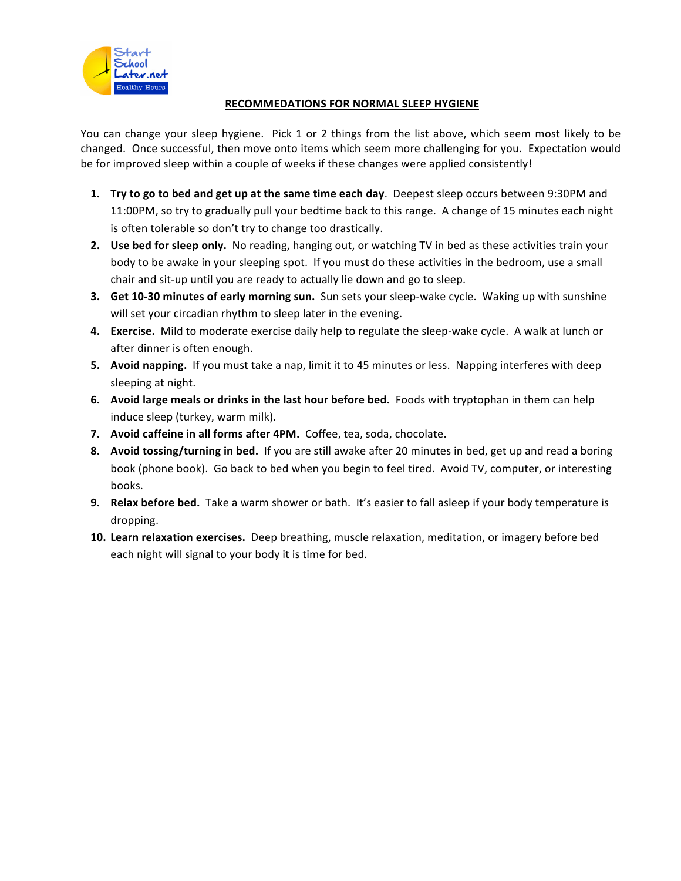## RECOMMEDATIONS FOR NORMAL SLEEP HYGIENE

You can change your sleep hygiene. Pick 1 or 2 things from the list above, which seem most likely to be changed. Once successful, then move onto items which seem more challenging for you. Expectation would be for improved sleep within a couple of weeks if these changes were applied consistently!

1. **Try to go to bed and get up at the same time each day**. Deepest sleep occurs between 9:30PM and 11:00PM, so try to gradually pull your bedtime back to this range. A change of 15 minutes each night is often tolerable so don't try to change too drastically.
2. **Use bed for sleep only.** No reading, hanging out, or watching TV in bed as these activities train your body to be awake in your sleeping spot. If you must do these activities in the bedroom, use a small chair and sit-up until you are ready to actually lie down and go to sleep.
3. **Get 10-30 minutes of early morning sun.** Sun sets your sleep-wake cycle. Waking up with sunshine will set your circadian rhythm to sleep later in the evening.
4. **Exercise.** Mild to moderate exercise daily help to regulate the sleep-wake cycle. A walk at lunch or after dinner is often enough.
5. **Avoid napping.** If you must take a nap, limit it to 45 minutes or less. Napping interferes with deep sleeping at night.
6. **Avoid large meals or drinks in the last hour before bed.** Foods with tryptophan in them can help induce sleep (turkey, warm milk).
7. **Avoid caffeine in all forms after 4PM.** Coffee, tea, soda, chocolate.
8. **Avoid tossing/turning in bed.** If you are still awake after 20 minutes in bed, get up and read a boring book (phone book). Go back to bed when you begin to feel tired. Avoid TV, computer, or interesting books.
9. **Relax before bed.** Take a warm shower or bath. It's easier to fall asleep if your body temperature is dropping.
10. **Learn relaxation exercises.** Deep breathing, muscle relaxation, meditation, or imagery before bed each night will signal to your body it is time for bed.